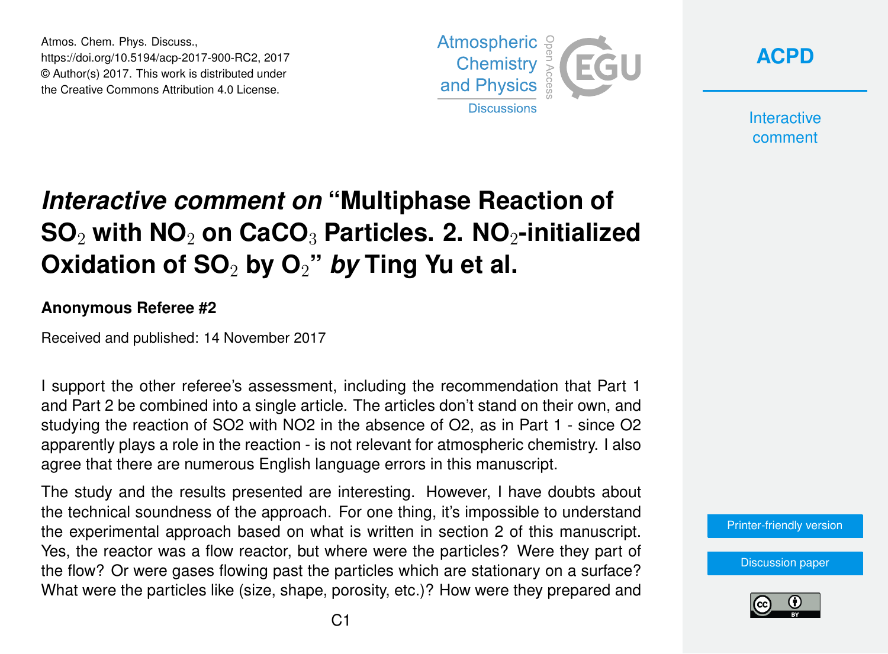# *Interactive comment on* "Multiphase Reaction of $SO_2$ with $NO_2$ on $CaCO_3$ Particles. 2. $NO_2$-initialized Oxidation of $SO_2$ by $O_2$" *by* Ting Yu et al.

**Anonymous Referee #2**

Received and published: 14 November 2017

I support the other referee's assessment, including the recommendation that Part 1 and Part 2 be combined into a single article. The articles don't stand on their own, and studying the reaction of SO2 with NO2 in the absence of O2, as in Part 1 - since O2 apparently plays a role in the reaction - is not relevant for atmospheric chemistry. I also agree that there are numerous English language errors in this manuscript.

The study and the results presented are interesting. However, I have doubts about the technical soundness of the approach. For one thing, it's impossible to understand the experimental approach based on what is written in section 2 of this manuscript. Yes, the reactor was a flow reactor, but where were the particles? Were they part of the flow? Or were gases flowing past the particles which are stationary on a surface? What were the particles like (size, shape, porosity, etc.)? How were they prepared and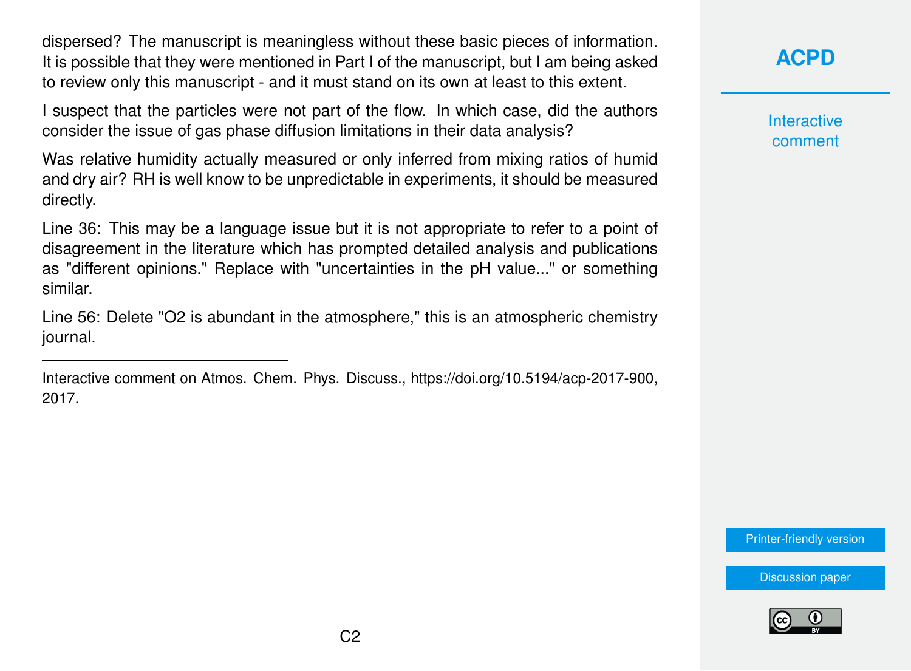dispersed? The manuscript is meaningless without these basic pieces of information. It is possible that they were mentioned in Part I of the manuscript, but I am being asked to review only this manuscript - and it must stand on its own at least to this extent.

I suspect that the particles were not part of the flow. In which case, did the authors consider the issue of gas phase diffusion limitations in their data analysis?

Was relative humidity actually measured or only inferred from mixing ratios of humid and dry air? RH is well know to be unpredictable in experiments, it should be measured directly.

Line 36: This may be a language issue but it is not appropriate to refer to a point of disagreement in the literature which has prompted detailed analysis and publications as "different opinions." Replace with "uncertainties in the pH value..." or something similar.

Line 56: Delete "$O_2$ is abundant in the atmosphere," this is an atmospheric chemistry journal.

---

Interactive comment on Atmos. Chem. Phys. Discuss., https://doi.org/10.5194/acp-2017-900, 2017.